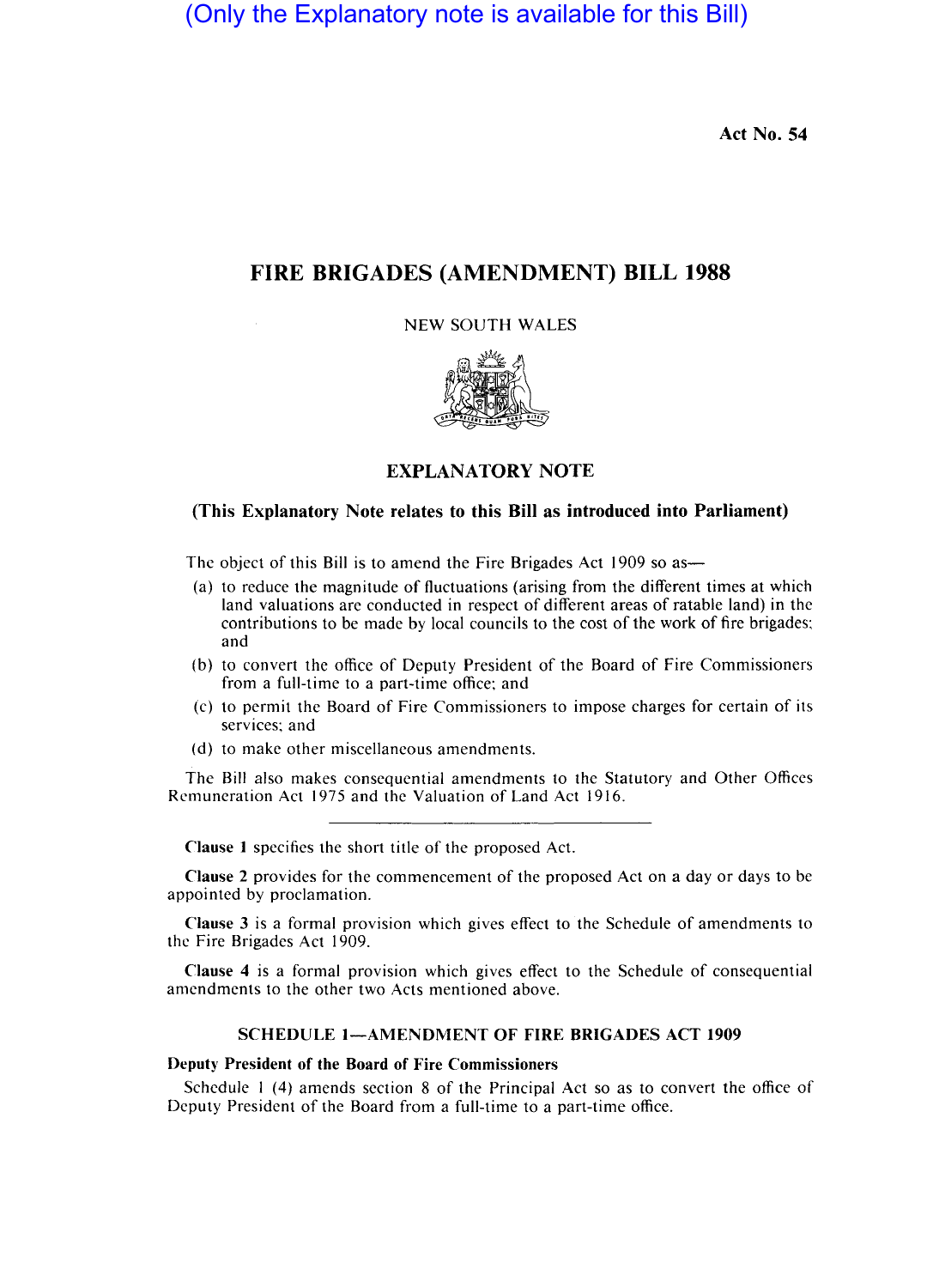(Only the Explanatory note is available for this Bill)

Act No. 54

# FIRE BRIGADES (AMENDMENT) BILL 1988

NEW SOUTH WALES

## EXPLANATORY NOTE

### (This Explanatory Note relates to this Bill as introduced into Parliament)

The object of this Bill is to amend the Fire Brigades Act 1909 so as—

(a) to reduce the magnitude of fluctuations (arising from the different times at which land valuations are conducted in respect of different areas of ratable land) in the contributions to be made by local councils to the cost of the work of fire brigades; and

(b) to convert the office of Deputy President of the Board of Fire Commissioners from a full-time to a part-time office; and

(c) to permit the Board of Fire Commissioners to impose charges for certain of its services; and

(d) to make other miscellaneous amendments.

The Bill also makes consequential amendments to the Statutory and Other Offices Remuneration Act 1975 and the Valuation of Land Act 1916.

---

**Clause 1** specifies the short title of the proposed Act.

**Clause 2** provides for the commencement of the proposed Act on a day or days to be appointed by proclamation.

**Clause 3** is a formal provision which gives effect to the Schedule of amendments to the Fire Brigades Act 1909.

**Clause 4** is a formal provision which gives effect to the Schedule of consequential amendments to the other two Acts mentioned above.

### SCHEDULE 1—AMENDMENT OF FIRE BRIGADES ACT 1909

**Deputy President of the Board of Fire Commissioners**

Schedule 1 (4) amends section 8 of the Principal Act so as to convert the office of Deputy President of the Board from a full-time to a part-time office.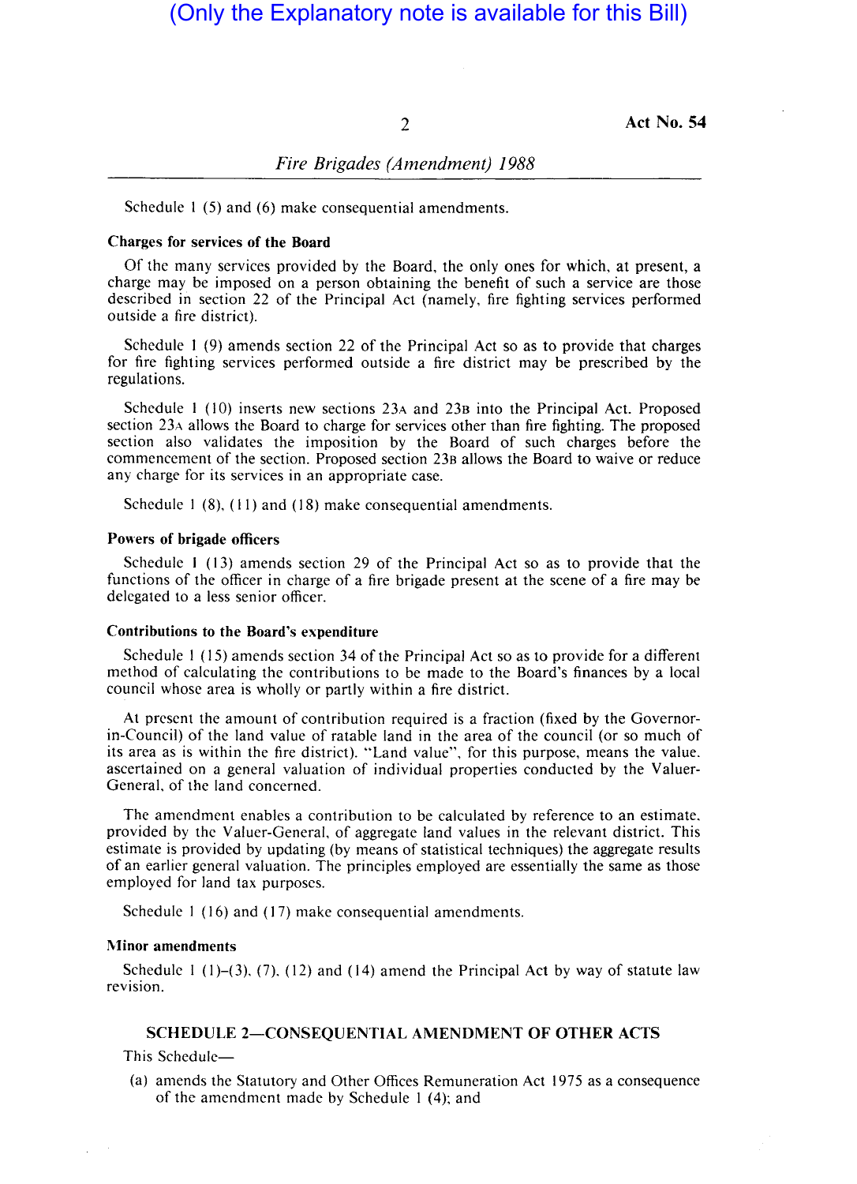(Only the Explanatory note is available for this Bill)

Schedule 1 (5) and (6) make consequential amendments.

**Charges for services of the Board**

Of the many services provided by the Board, the only ones for which, at present, a charge may be imposed on a person obtaining the benefit of such a service are those described in section 22 of the Principal Act (namely, fire fighting services performed outside a fire district).

Schedule 1 (9) amends section 22 of the Principal Act so as to provide that charges for fire fighting services performed outside a fire district may be prescribed by the regulations.

Schedule 1 (10) inserts new sections 23A and 23B into the Principal Act. Proposed section 23A allows the Board to charge for services other than fire fighting. The proposed section also validates the imposition by the Board of such charges before the commencement of the section. Proposed section 23B allows the Board to waive or reduce any charge for its services in an appropriate case.

Schedule 1 (8), (11) and (18) make consequential amendments.

**Powers of brigade officers**

Schedule 1 (13) amends section 29 of the Principal Act so as to provide that the functions of the officer in charge of a fire brigade present at the scene of a fire may be delegated to a less senior officer.

**Contributions to the Board's expenditure**

Schedule 1 (15) amends section 34 of the Principal Act so as to provide for a different method of calculating the contributions to be made to the Board's finances by a local council whose area is wholly or partly within a fire district.

At present the amount of contribution required is a fraction (fixed by the Governor-in-Council) of the land value of ratable land in the area of the council (or so much of its area as is within the fire district). "Land value", for this purpose, means the value, ascertained on a general valuation of individual properties conducted by the Valuer-General, of the land concerned.

The amendment enables a contribution to be calculated by reference to an estimate, provided by the Valuer-General, of aggregate land values in the relevant district. This estimate is provided by updating (by means of statistical techniques) the aggregate results of an earlier general valuation. The principles employed are essentially the same as those employed for land tax purposes.

Schedule 1 (16) and (17) make consequential amendments.

**Minor amendments**

Schedule 1 (1)–(3), (7), (12) and (14) amend the Principal Act by way of statute law revision.

## SCHEDULE 2—CONSEQUENTIAL AMENDMENT OF OTHER ACTS

This Schedule—

(a) amends the Statutory and Other Offices Remuneration Act 1975 as a consequence of the amendment made by Schedule 1 (4); and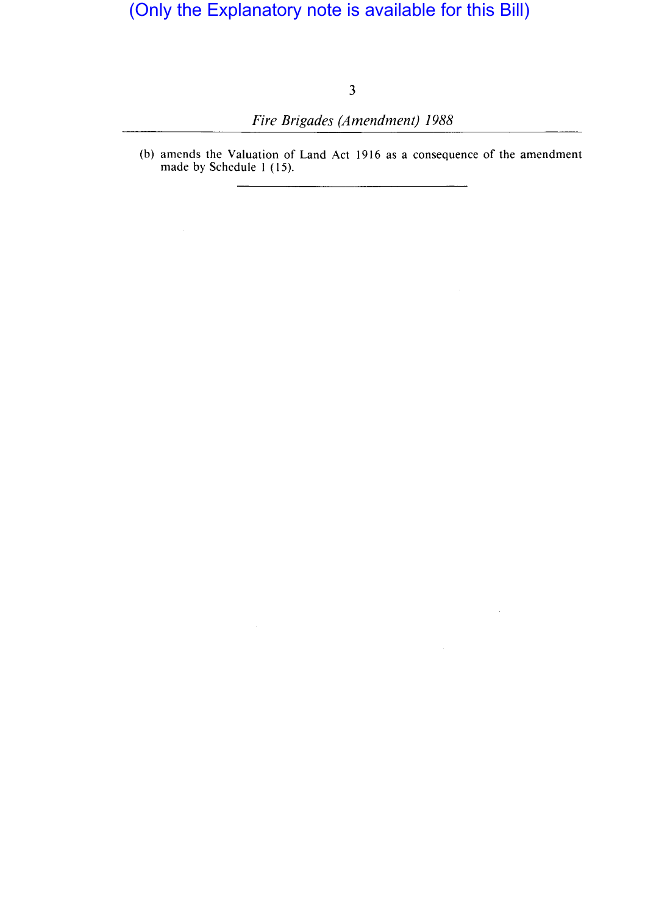(b) amends the Valuation of Land Act 1916 as a consequence of the amendment made by Schedule 1 (15).